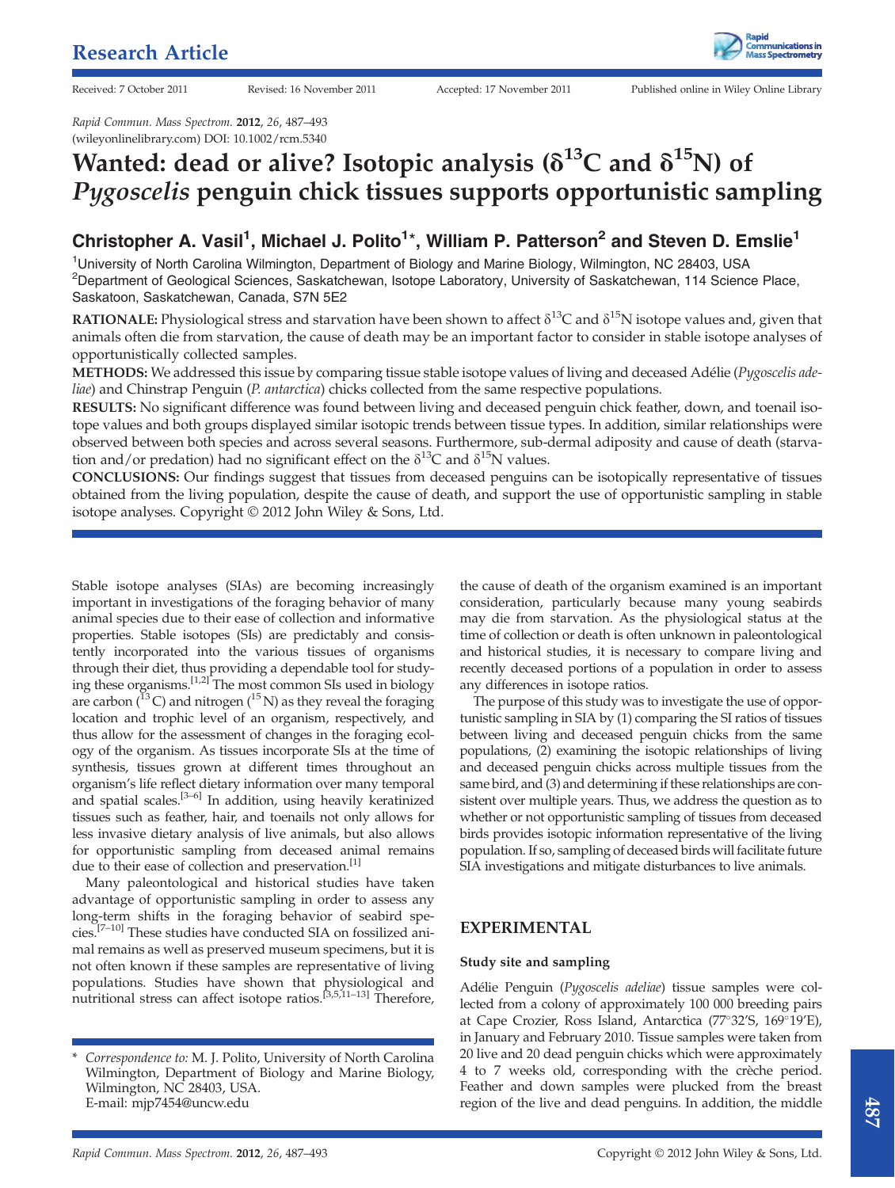Research Article

Received: 7 October 2011 Revised: 16 November 2011 Accepted: 17 November 2011 Published online in Wiley Online Library

(wileyonlinelibrary.com) DOI: 10.1002/rcm.5340

# Wanted: dead or alive? Isotopic analysis ($\delta^{13}$C and $\delta^{15}$N) of *Pygoscelis* penguin chick tissues supports opportunistic sampling

**Christopher A. Vasil[1], Michael J. Polito[1]\*, William P. Patterson[2] and Steven D. Emslie[1]**

[1]University of North Carolina Wilmington, Department of Biology and Marine Biology, Wilmington, NC 28403, USA
[2]Department of Geological Sciences, Saskatchewan, Isotope Laboratory, University of Saskatchewan, 114 Science Place, Saskatoon, Saskatchewan, Canada, S7N 5E2

**RATIONALE:** Physiological stress and starvation have been shown to affect $\delta^{13}$C and $\delta^{15}$N isotope values and, given that animals often die from starvation, the cause of death may be an important factor to consider in stable isotope analyses of opportunistically collected samples.

**METHODS:** We addressed this issue by comparing tissue stable isotope values of living and deceased Adélie (*Pygoscelis adeliae*) and Chinstrap Penguin (*P. antarctica*) chicks collected from the same respective populations.

**RESULTS:** No significant difference was found between living and deceased penguin chick feather, down, and toenail isotope values and both groups displayed similar isotopic trends between tissue types. In addition, similar relationships were observed between both species and across several seasons. Furthermore, sub-dermal adiposity and cause of death (starvation and/or predation) had no significant effect on the $\delta^{13}$C and $\delta^{15}$N values.

**CONCLUSIONS:** Our findings suggest that tissues from deceased penguins can be isotopically representative of tissues obtained from the living population, despite the cause of death, and support the use of opportunistic sampling in stable isotope analyses. Copyright © 2012 John Wiley & Sons, Ltd.

Stable isotope analyses (SIAs) are becoming increasingly important in investigations of the foraging behavior of many animal species due to their ease of collection and informative properties. Stable isotopes (SIs) are predictably and consistently incorporated into the various tissues of organisms through their diet, thus providing a dependable tool for studying these organisms.[1,2] The most common SIs used in biology are carbon ($^{13}$C) and nitrogen ($^{15}$N) as they reveal the foraging location and trophic level of an organism, respectively, and thus allow for the assessment of changes in the foraging ecology of the organism. As tissues incorporate SIs at the time of synthesis, tissues grown at different times throughout an organism's life reflect dietary information over many temporal and spatial scales.[3–6] In addition, using heavily keratinized tissues such as feather, hair, and toenails not only allows for less invasive dietary analysis of live animals, but also allows for opportunistic sampling from deceased animal remains due to their ease of collection and preservation.[1]

Many paleontological and historical studies have taken advantage of opportunistic sampling in order to assess any long-term shifts in the foraging behavior of seabird species.[7–10] These studies have conducted SIA on fossilized animal remains as well as preserved museum specimens, but it is not often known if these samples are representative of living populations. Studies have shown that physiological and nutritional stress can affect isotope ratios.[3,5,11–13] Therefore, the cause of death of the organism examined is an important consideration, particularly because many young seabirds may die from starvation. As the physiological status at the time of collection or death is often unknown in paleontological and historical studies, it is necessary to compare living and recently deceased portions of a population in order to assess any differences in isotope ratios.

The purpose of this study was to investigate the use of opportunistic sampling in SIA by (1) comparing the SI ratios of tissues between living and deceased penguin chicks from the same populations, (2) examining the isotopic relationships of living and deceased penguin chicks across multiple tissues from the same bird, and (3) and determining if these relationships are consistent over multiple years. Thus, we address the question as to whether or not opportunistic sampling of tissues from deceased birds provides isotopic information representative of the living population. If so, sampling of deceased birds will facilitate future SIA investigations and mitigate disturbances to live animals.

## EXPERIMENTAL

### Study site and sampling

Adélie Penguin (*Pygoscelis adeliae*) tissue samples were collected from a colony of approximately 100 000 breeding pairs at Cape Crozier, Ross Island, Antarctica (77°32'S, 169°19'E), in January and February 2010. Tissue samples were taken from 20 live and 20 dead penguin chicks which were approximately 4 to 7 weeks old, corresponding with the crèche period. Feather and down samples were plucked from the breast region of the live and dead penguins. In addition, the middle

\* *Correspondence to:* M. J. Polito, University of North Carolina Wilmington, Department of Biology and Marine Biology, Wilmington, NC 28403, USA.
E-mail: mjp7454@uncw.edu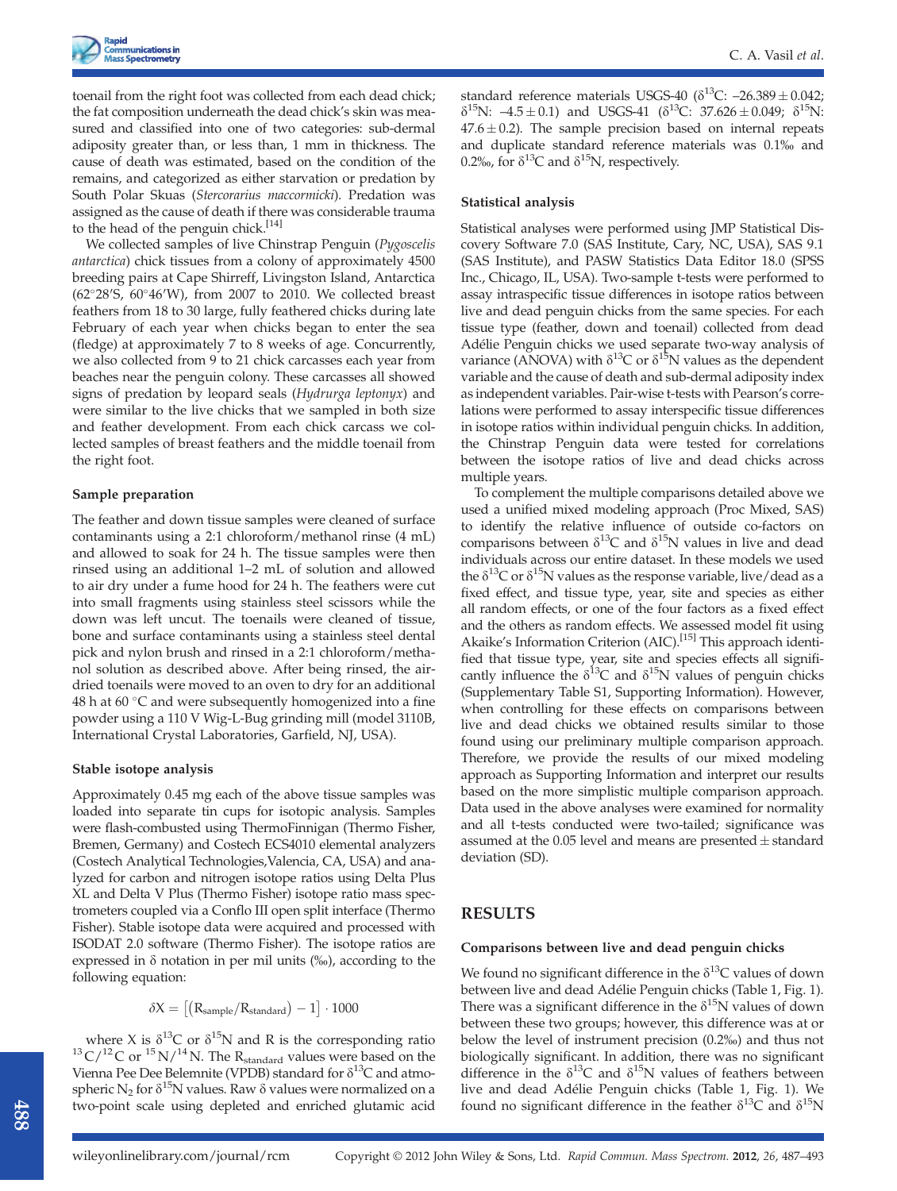toenail from the right foot was collected from each dead chick; the fat composition underneath the dead chick's skin was measured and classified into one of two categories: sub-dermal adiposity greater than, or less than, 1 mm in thickness. The cause of death was estimated, based on the condition of the remains, and categorized as either starvation or predation by South Polar Skuas (*Stercorarius maccormicki*). Predation was assigned as the cause of death if there was considerable trauma to the head of the penguin chick.[14]

We collected samples of live Chinstrap Penguin (*Pygoscelis antarctica*) chick tissues from a colony of approximately 4500 breeding pairs at Cape Shirreff, Livingston Island, Antarctica (62°28′S, 60°46′W), from 2007 to 2010. We collected breast feathers from 18 to 30 large, fully feathered chicks during late February of each year when chicks began to enter the sea (fledge) at approximately 7 to 8 weeks of age. Concurrently, we also collected from 9 to 21 chick carcasses each year from beaches near the penguin colony. These carcasses all showed signs of predation by leopard seals (*Hydrurga leptonyx*) and were similar to the live chicks that we sampled in both size and feather development. From each chick carcass we collected samples of breast feathers and the middle toenail from the right foot.

### Sample preparation

The feather and down tissue samples were cleaned of surface contaminants using a 2:1 chloroform/methanol rinse (4 mL) and allowed to soak for 24 h. The tissue samples were then rinsed using an additional 1–2 mL of solution and allowed to air dry under a fume hood for 24 h. The feathers were cut into small fragments using stainless steel scissors while the down was left uncut. The toenails were cleaned of tissue, bone and surface contaminants using a stainless steel dental pick and nylon brush and rinsed in a 2:1 chloroform/methanol solution as described above. After being rinsed, the air-dried toenails were moved to an oven to dry for an additional 48 h at 60 °C and were subsequently homogenized into a fine powder using a 110 V Wig-L-Bug grinding mill (model 3110B, International Crystal Laboratories, Garfield, NJ, USA).

### Stable isotope analysis

Approximately 0.45 mg each of the above tissue samples was loaded into separate tin cups for isotopic analysis. Samples were flash-combusted using ThermoFinnigan (Thermo Fisher, Bremen, Germany) and Costech ECS4010 elemental analyzers (Costech Analytical Technologies,Valencia, CA, USA) and analyzed for carbon and nitrogen isotope ratios using Delta Plus XL and Delta V Plus (Thermo Fisher) isotope ratio mass spectrometers coupled via a Conflo III open split interface (Thermo Fisher). Stable isotope data were acquired and processed with ISODAT 2.0 software (Thermo Fisher). The isotope ratios are expressed in δ notation in per mil units (‰), according to the following equation:

$$\delta X = \left[\left(R_{sample}/R_{standard}\right) - 1\right] \cdot 1000$$

where X is $\delta^{13}C$ or $\delta^{15}N$ and R is the corresponding ratio $^{13}C/^{12}C$ or $^{15}N/^{14}N$. The $R_{standard}$ values were based on the Vienna Pee Dee Belemnite (VPDB) standard for $\delta^{13}C$ and atmospheric $N_2$ for $\delta^{15}N$ values. Raw δ values were normalized on a two-point scale using depleted and enriched glutamic acid standard reference materials USGS-40 ($\delta^{13}C$: –26.389 ± 0.042; $\delta^{15}N$: –4.5 ± 0.1) and USGS-41 ($\delta^{13}C$: 37.626 ± 0.049; $\delta^{15}N$: 47.6 ± 0.2). The sample precision based on internal repeats and duplicate standard reference materials was 0.1‰ and 0.2‰, for $\delta^{13}C$ and $\delta^{15}N$, respectively.

### Statistical analysis

Statistical analyses were performed using JMP Statistical Discovery Software 7.0 (SAS Institute, Cary, NC, USA), SAS 9.1 (SAS Institute), and PASW Statistics Data Editor 18.0 (SPSS Inc., Chicago, IL, USA). Two-sample t-tests were performed to assay intraspecific tissue differences in isotope ratios between live and dead penguin chicks from the same species. For each tissue type (feather, down and toenail) collected from dead Adélie Penguin chicks we used separate two-way analysis of variance (ANOVA) with $\delta^{13}C$ or $\delta^{15}N$ values as the dependent variable and the cause of death and sub-dermal adiposity index as independent variables. Pair-wise t-tests with Pearson's correlations were performed to assay interspecific tissue differences in isotope ratios within individual penguin chicks. In addition, the Chinstrap Penguin data were tested for correlations between the isotope ratios of live and dead chicks across multiple years.

To complement the multiple comparisons detailed above we used a unified mixed modeling approach (Proc Mixed, SAS) to identify the relative influence of outside co-factors on comparisons between $\delta^{13}C$ and $\delta^{15}N$ values in live and dead individuals across our entire dataset. In these models we used the $\delta^{13}C$ or $\delta^{15}N$ values as the response variable, live/dead as a fixed effect, and tissue type, year, site and species as either all random effects, or one of the four factors as a fixed effect and the others as random effects. We assessed model fit using Akaike's Information Criterion (AIC).[15] This approach identified that tissue type, year, site and species effects all significantly influence the $\delta^{13}C$ and $\delta^{15}N$ values of penguin chicks (Supplementary Table S1, Supporting Information). However, when controlling for these effects on comparisons between live and dead chicks we obtained results similar to those found using our preliminary multiple comparison approach. Therefore, we provide the results of our mixed modeling approach as Supporting Information and interpret our results based on the more simplistic multiple comparison approach. Data used in the above analyses were examined for normality and all t-tests conducted were two-tailed; significance was assumed at the 0.05 level and means are presented ± standard deviation (SD).

## RESULTS

### Comparisons between live and dead penguin chicks

We found no significant difference in the $\delta^{13}C$ values of down between live and dead Adélie Penguin chicks (Table 1, Fig. 1). There was a significant difference in the $\delta^{15}N$ values of down between these two groups; however, this difference was at or below the level of instrument precision (0.2‰) and thus not biologically significant. In addition, there was no significant difference in the $\delta^{15}N$ values of feathers between live and dead Adélie Penguin chicks (Table 1, Fig. 1). We found no significant difference in the feather $\delta^{13}C$ and $\delta^{15}N$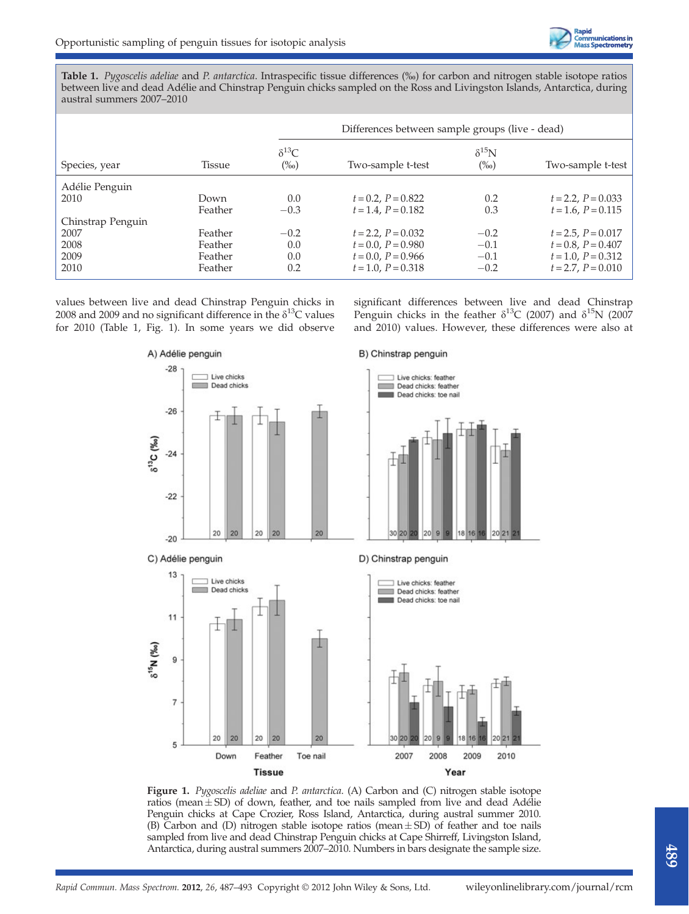**Table 1.** *Pygoscelis adeliae* and *P. antarctica*. Intraspecific tissue differences (‰) for carbon and nitrogen stable isotope ratios between live and dead Adélie and Chinstrap Penguin chicks sampled on the Ross and Livingston Islands, Antarctica, during austral summers 2007–2010

| Species, year | Tissue | Differences between sample groups (live - dead) | | | |
|---|---|---|---|---|---|
| | | $\delta^{13}C$ (‰) | Two-sample t-test | $\delta^{15}N$ (‰) | Two-sample t-test |
| Adélie Penguin | | | | | |
| 2010 | Down | 0.0 | $t = 0.2$, $P = 0.822$ | 0.2 | $t = 2.2$, $P = 0.033$ |
| | Feather | −0.3 | $t = 1.4$, $P = 0.182$ | 0.3 | $t = 1.6$, $P = 0.115$ |
| Chinstrap Penguin | | | | | |
| 2007 | Feather | −0.2 | $t = 2.2$, $P = 0.032$ | −0.2 | $t = 2.5$, $P = 0.017$ |
| 2008 | Feather | 0.0 | $t = 0.0$, $P = 0.980$ | −0.1 | $t = 0.8$, $P = 0.407$ |
| 2009 | Feather | 0.0 | $t = 0.0$, $P = 0.966$ | −0.1 | $t = 1.0$, $P = 0.312$ |
| 2010 | Feather | 0.2 | $t = 1.0$, $P = 0.318$ | −0.2 | $t = 2.7$, $P = 0.010$ |

values between live and dead Chinstrap Penguin chicks in 2008 and 2009 and no significant difference in the $\delta^{13}C$ values for 2010 (Table 1, Fig. 1). In some years we did observe significant differences between live and dead Chinstrap Penguin chicks in the feather $\delta^{13}C$ (2007) and $\delta^{15}N$ (2007 and 2010) values. However, these differences were also at

**Figure 1.** *Pygoscelis adeliae* and *P. antarctica*. (A) Carbon and (C) nitrogen stable isotope ratios (mean ± SD) of down, feather, and toe nails sampled from live and dead Adélie Penguin chicks at Cape Crozier, Ross Island, Antarctica, during austral summer 2010. (B) Carbon and (D) nitrogen stable isotope ratios (mean ± SD) of feather and toe nails sampled from live and dead Chinstrap Penguin chicks at Cape Shirreff, Livingston Island, Antarctica, during austral summers 2007–2010. Numbers in bars designate the sample size.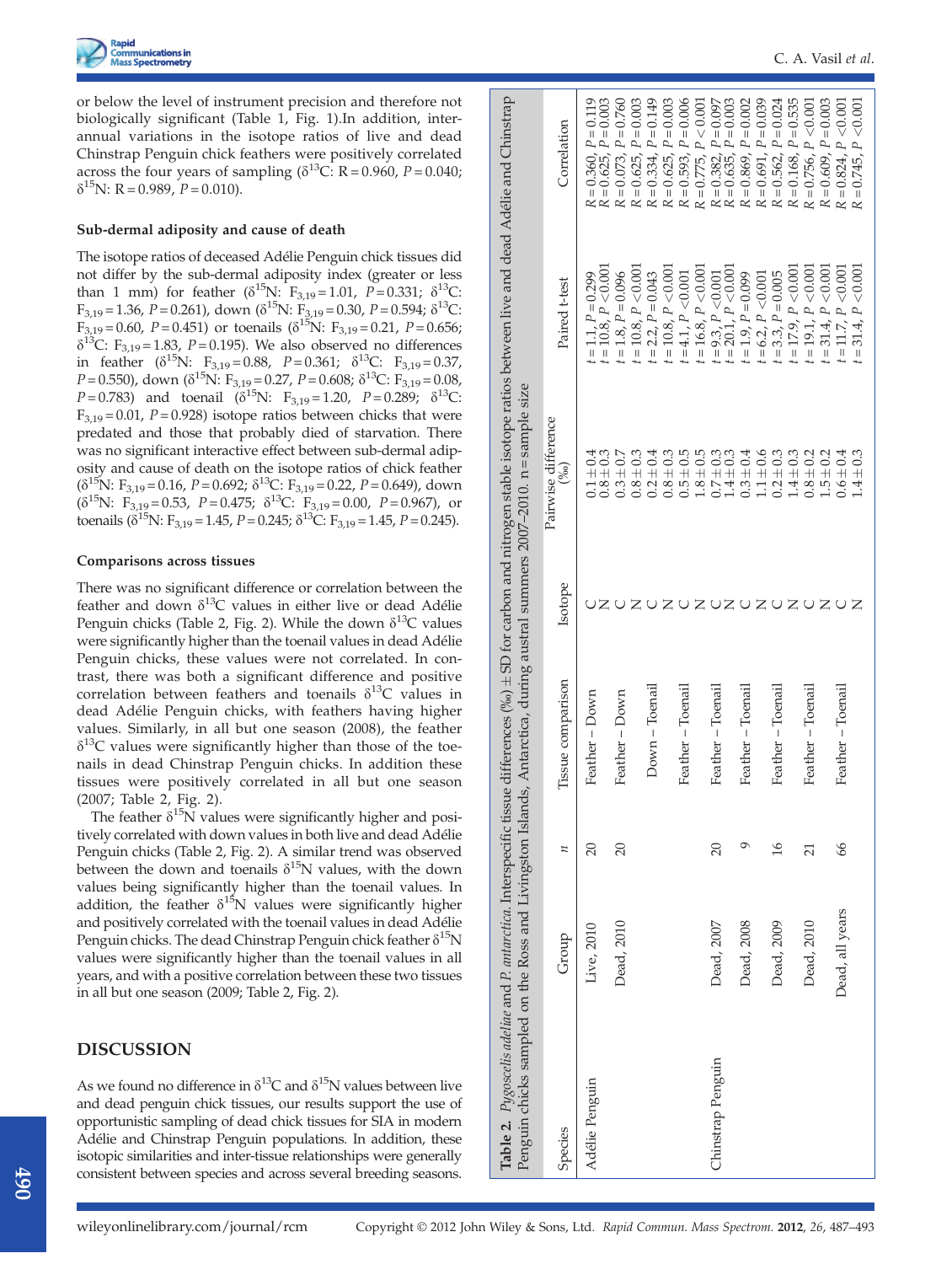or below the level of instrument precision and therefore not biologically significant (Table 1, Fig. 1).In addition, inter-annual variations in the isotope ratios of live and dead Chinstrap Penguin chick feathers were positively correlated across the four years of sampling ($\delta^{13}$C: R = 0.960, $P$ = 0.040; $\delta^{15}$N: R = 0.989, $P$ = 0.010).

### Sub-dermal adiposity and cause of death

The isotope ratios of deceased Adélie Penguin chick tissues did not differ by the sub-dermal adiposity index (greater or less than 1 mm) for feather ($\delta^{15}$N: $F_{3,19}$ = 1.01, $P$ = 0.331; $\delta^{13}$C: $F_{3,19}$ = 1.36, $P$ = 0.261), down ($\delta^{15}$N: $F_{3,19}$ = 0.30, $P$ = 0.594; $\delta^{13}$C: $F_{3,19}$ = 0.60, $P$ = 0.451) or toenails ($\delta^{15}$N: $F_{3,19}$ = 0.21, $P$ = 0.656; $\delta^{13}$C: $F_{3,19}$ = 1.83, $P$ = 0.195). We also observed no differences in feather ($\delta^{15}$N: $F_{3,19}$ = 0.88, $P$ = 0.361; $\delta^{13}$C: $F_{3,19}$ = 0.37, $P$ = 0.550), down ($\delta^{15}$N: $F_{3,19}$ = 0.27, $P$ = 0.608; $\delta^{13}$C: $F_{3,19}$ = 0.08, $P$ = 0.783) and toenail ($\delta^{15}$N: $F_{3,19}$ = 1.20, $P$ = 0.289; $\delta^{13}$C: $F_{3,19}$ = 0.01, $P$ = 0.928) isotope ratios between chicks that were predated and those that probably died of starvation. There was no significant interactive effect between sub-dermal adiposity and cause of death on the isotope ratios of chick feather ($\delta^{15}$N: $F_{3,19}$ = 0.16, $P$ = 0.692; $\delta^{13}$C: $F_{3,19}$ = 0.22, $P$ = 0.649), down ($\delta^{15}$N: $F_{3,19}$ = 0.53, $P$ = 0.475; $\delta^{13}$C: $F_{3,19}$ = 0.00, $P$ = 0.967), or toenails ($\delta^{15}$N: $F_{3,19}$ = 1.45, $P$ = 0.245; $\delta^{13}$C: $F_{3,19}$ = 1.45, $P$ = 0.245).

### Comparisons across tissues

There was no significant difference or correlation between the feather and down $\delta^{13}$C values in either live or dead Adélie Penguin chicks (Table 2, Fig. 2). While the down $\delta^{13}$C values were significantly higher than the toenail values in dead Adélie Penguin chicks, these values were not correlated. In contrast, there was both a significant difference and positive correlation between feathers and toenails $\delta^{13}$C values in dead Adélie Penguin chicks, with feathers having higher values. Similarly, in all but one season (2008), the feather $\delta^{13}$C values were significantly higher than those of the toenails in dead Chinstrap Penguin chicks. In addition these tissues were positively correlated in all but one season (2007; Table 2, Fig. 2).

The feather $\delta^{15}$N values were significantly higher and positively correlated with down values in both live and dead Adélie Penguin chicks (Table 2, Fig. 2). A similar trend was observed between the down and toenails $\delta^{15}$N values, with the down values being significantly higher than the toenail values. In addition, the feather $\delta^{15}$N values were significantly higher and positively correlated with the toenail values in dead Adélie Penguin chicks. The dead Chinstrap Penguin chick feather $\delta^{15}$N values were significantly higher than the toenail values in all years, and with a positive correlation between these two tissues in all but one season (2009; Table 2, Fig. 2).

## DISCUSSION

As we found no difference in $\delta^{13}$C and $\delta^{15}$N values between live and dead penguin chick tissues, our results support the use of opportunistic sampling of dead chick tissues for SIA in modern Adélie and Chinstrap Penguin populations. In addition, these isotopic similarities and inter-tissue relationships were generally consistent between species and across several breeding seasons.

**Table 2.** *Pygoscelis adeliae* and *P. antarctica*. Interspecific tissue differences (‰) ± SD for carbon and nitrogen stable isotope ratios between live and dead Adélie and Chinstrap Penguin chicks sampled on the Ross and Livingston Islands, Antarctica, during austral summers 2007–2010. n = sample size

| Species | Group | $n$ | Tissue comparison | Isotope | Pairwise difference (‰) | Paired t-test | Correlation |
|---|---|---|---|---|---|---|---|
| Adélie Penguin | Live, 2010 | 20 | Feather – Down | C | 0.1 ± 0.4 | $t$ = 1.1, $P$ = 0.299 | $R$ = 0.360, $P$ = 0.119 |
| | | | | N | 0.8 ± 0.3 | $t$ = 10.8, $P$ <0.001 | $R$ = 0.625, $P$ = 0.003 |
| | Dead, 2010 | 20 | Feather – Down | C | 0.3 ± 0.7 | $t$ = 1.8, $P$ = 0.096 | $R$ = 0.073, $P$ = 0.760 |
| | | | | N | 0.8 ± 0.3 | $t$ = 10.8, $P$ <0.001 | $R$ = 0.625, $P$ = 0.003 |
| | | | Down – Toenail | C | 0.2 ± 0.4 | $t$ = 2.2, $P$ = 0.043 | $R$ = 0.334, $P$ = 0.149 |
| | | | | N | 0.8 ± 0.3 | $t$ = 10.8, $P$ <0.001 | $R$ = 0.625, $P$ = 0.003 |
| | | | Feather – Toenail | C | 0.5 ± 0.5 | $t$ = 4.1, $P$ <0.001 | $R$ = 0.593, $P$ = 0.006 |
| | | | | N | 1.8 ± 0.5 | $t$ = 16.8, $P$ <0.001 | $R$ = 0.775, $P$ < 0.001 |
| Chinstrap Penguin | Dead, 2007 | 20 | Feather – Toenail | C | 0.7 ± 0.3 | $t$ = 9.3, $P$ <0.001 | $R$ = 0.382, $P$ = 0.097 |
| | | | | N | 1.4 ± 0.3 | $t$ = 20.1, $P$ <0.001 | $R$ = 0.635, $P$ = 0.003 |
| | Dead, 2008 | 9 | Feather – Toenail | C | 0.3 ± 0.4 | $t$ = 1.9, $P$ = 0.099 | $R$ = 0.869, $P$ = 0.002 |
| | | | | N | 1.1 ± 0.6 | $t$ = 6.2, $P$ <0.001 | $R$ = 0.691, $P$ = 0.039 |
| | Dead, 2009 | 16 | Feather – Toenail | C | 0.2 ± 0.3 | $t$ = 3.3, $P$ = 0.005 | $R$ = 0.562, $P$ = 0.024 |
| | | | | N | 1.4 ± 0.3 | $t$ = 17.9, $P$ <0.001 | $R$ = 0.168, $P$ = 0.535 |
| | Dead, 2010 | 21 | Feather – Toenail | C | 0.8 ± 0.2 | $t$ = 19.1, $P$ <0.001 | $R$ = 0.756, $P$ <0.001 |
| | | | | N | 1.5 ± 0.2 | $t$ = 31.4, $P$ <0.001 | $R$ = 0.609, $P$ = 0.003 |
| | Dead, all years | 66 | Feather – Toenail | C | 0.6 ± 0.4 | $t$ = 11.7, $P$ <0.001 | $R$ = 0.824, $P$ <0.001 |
| | | | | N | 1.4 ± 0.3 | $t$ = 31.4, $P$ <0.001 | $R$ = 0.745, $P$ <0.001 |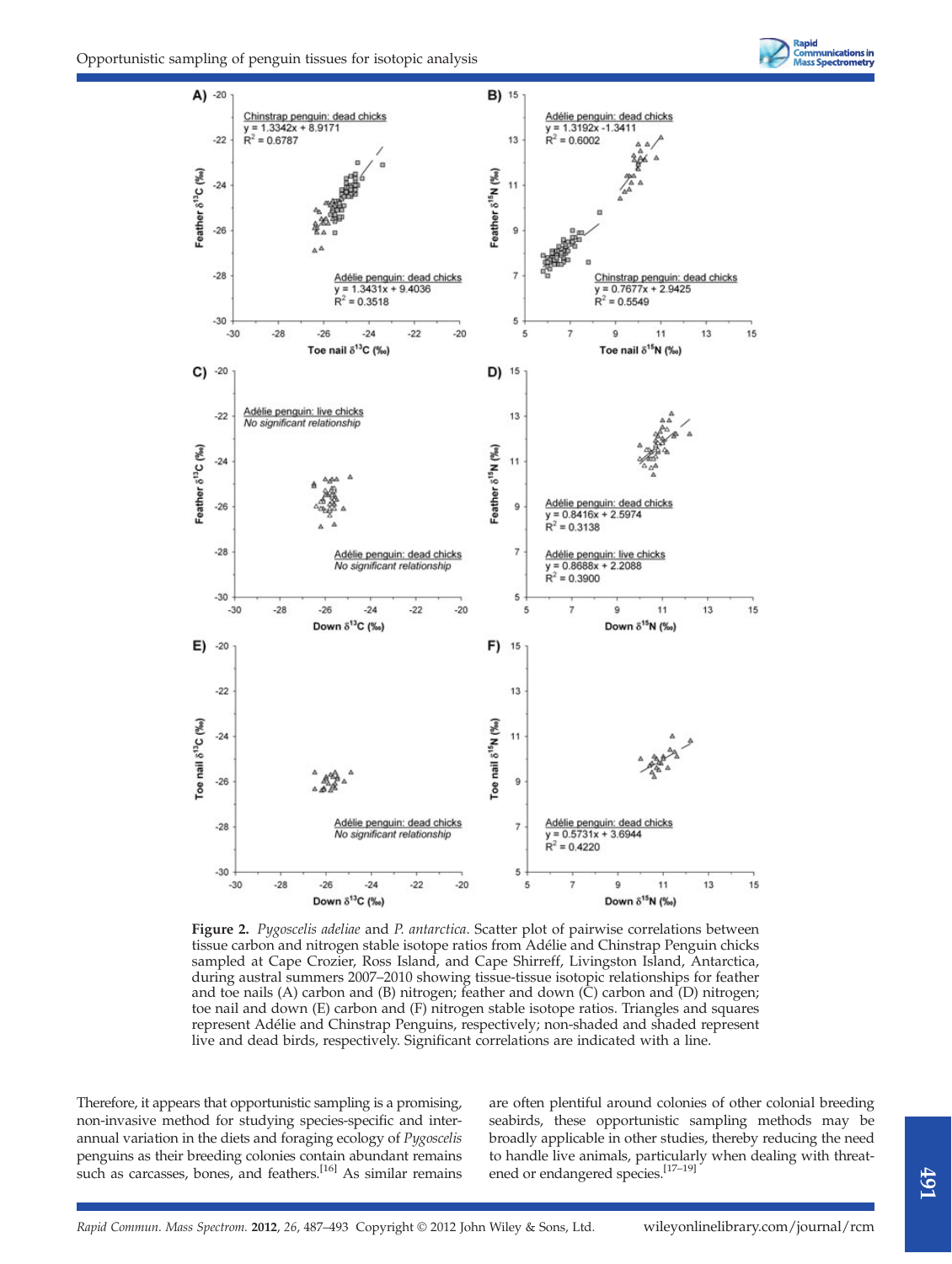**Figure 2.** *Pygoscelis adeliae* and *P. antarctica*. Scatter plot of pairwise correlations between tissue carbon and nitrogen stable isotope ratios from Adélie and Chinstrap Penguin chicks sampled at Cape Crozier, Ross Island, and Cape Shirreff, Livingston Island, Antarctica, during austral summers 2007–2010 showing tissue-tissue isotopic relationships for feather and toe nails (A) carbon and (B) nitrogen; feather and down (C) carbon and (D) nitrogen; toe nail and down (E) carbon and (F) nitrogen stable isotope ratios. Triangles and squares represent Adélie and Chinstrap Penguins, respectively; non-shaded and shaded represent live and dead birds, respectively. Significant correlations are indicated with a line.

Therefore, it appears that opportunistic sampling is a promising, non-invasive method for studying species-specific and inter-annual variation in the diets and foraging ecology of *Pygoscelis* penguins as their breeding colonies contain abundant remains such as carcasses, bones, and feathers.[16] As similar remains are often plentiful around colonies of other colonial breeding seabirds, these opportunistic sampling methods may be broadly applicable in other studies, thereby reducing the need to handle live animals, particularly when dealing with threatened or endangered species.[17–19]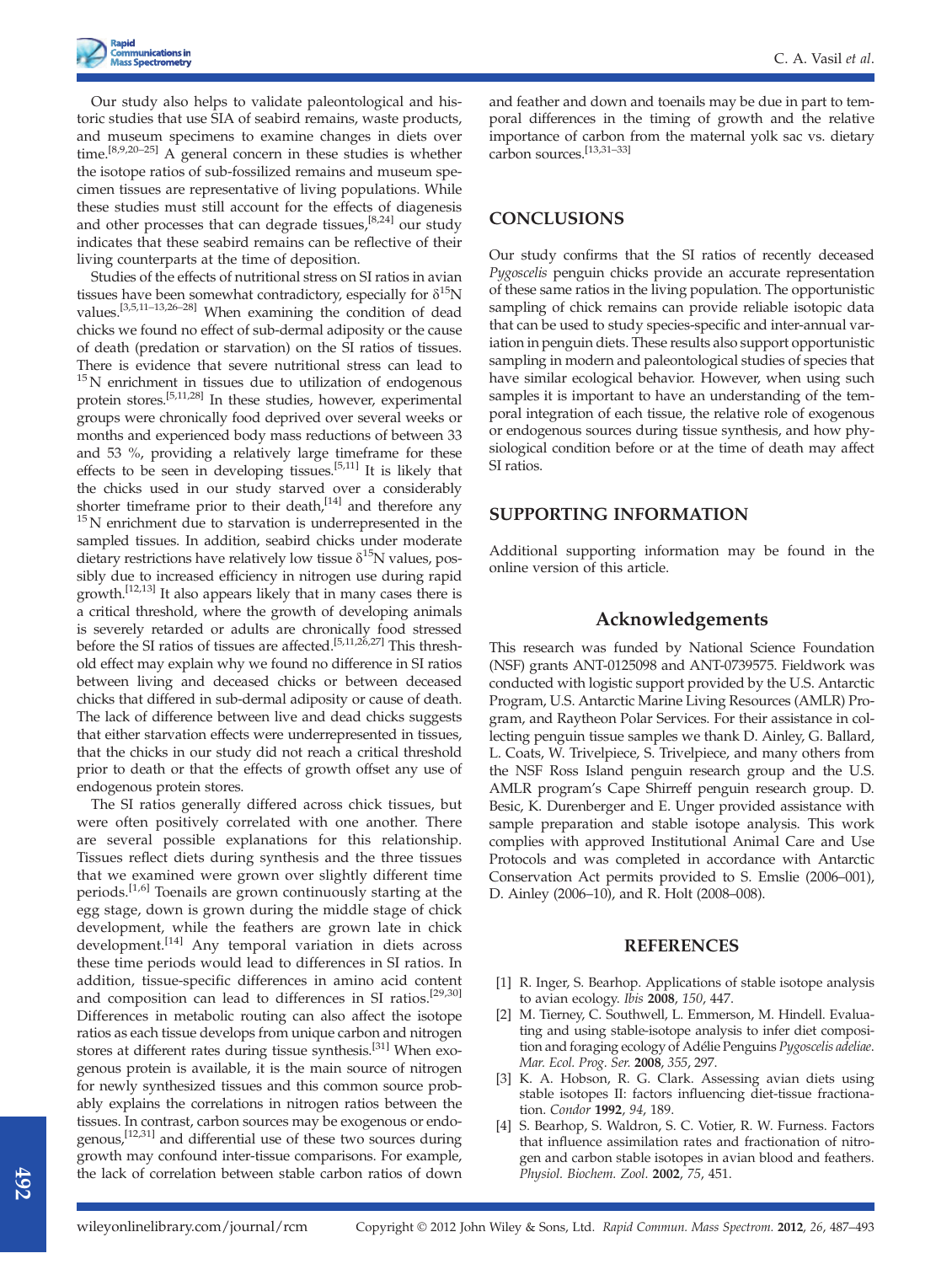Our study also helps to validate paleontological and historic studies that use SIA of seabird remains, waste products, and museum specimens to examine changes in diets over time.[8,9,20–25] A general concern in these studies is whether the isotope ratios of sub-fossilized remains and museum specimen tissues are representative of living populations. While these studies must still account for the effects of diagenesis and other processes that can degrade tissues,[8,24] our study indicates that these seabird remains can be reflective of their living counterparts at the time of deposition.

Studies of the effects of nutritional stress on SI ratios in avian tissues have been somewhat contradictory, especially for $\delta^{15}$N values.[3,5,11–13,26–28] When examining the condition of dead chicks we found no effect of sub-dermal adiposity or the cause of death (predation or starvation) on the SI ratios of tissues. There is evidence that severe nutritional stress can lead to $^{15}$N enrichment in tissues due to utilization of endogenous protein stores.[5,11,28] In these studies, however, experimental groups were chronically food deprived over several weeks or months and experienced body mass reductions of between 33 and 53 %, providing a relatively large timeframe for these effects to be seen in developing tissues.[5,11] It is likely that the chicks used in our study starved over a considerably shorter timeframe prior to their death,[14] and therefore any $^{15}$N enrichment due to starvation is underrepresented in the sampled tissues. In addition, seabird chicks under moderate dietary restrictions have relatively low tissue $\delta^{15}$N values, possibly due to increased efficiency in nitrogen use during rapid growth.[12,13] It also appears likely that in many cases there is a critical threshold, where the growth of developing animals is severely retarded or adults are chronically food stressed before the SI ratios of tissues are affected.[5,11,26,27] This threshold effect may explain why we found no difference in SI ratios between living and deceased chicks or between deceased chicks that differed in sub-dermal adiposity or cause of death. The lack of difference between live and dead chicks suggests that either starvation effects were underrepresented in tissues, that the chicks in our study did not reach a critical threshold prior to death or that the effects of growth offset any use of endogenous protein stores.

The SI ratios generally differed across chick tissues, but were often positively correlated with one another. There are several possible explanations for this relationship. Tissues reflect diets during synthesis and the three tissues that we examined were grown over slightly different time periods.[1,6] Toenails are grown continuously starting at the egg stage, down is grown during the middle stage of chick development, while the feathers are grown late in chick development.[14] Any temporal variation in diets across these time periods would lead to differences in SI ratios. In addition, tissue-specific differences in amino acid content and composition can lead to differences in SI ratios.[29,30] Differences in metabolic routing can also affect the isotope ratios as each tissue develops from unique carbon and nitrogen stores at different rates during tissue synthesis.[31] When exogenous protein is available, it is the main source of nitrogen for newly synthesized tissues and this common source probably explains the correlations in nitrogen ratios between the tissues. In contrast, carbon sources may be exogenous or endogenous,[12,31] and differential use of these two sources during growth may confound inter-tissue comparisons. For example, the lack of correlation between stable carbon ratios of down and feather and down and toenails may be due in part to temporal differences in the timing of growth and the relative importance of carbon from the maternal yolk sac vs. dietary carbon sources.[13,31–33]

## CONCLUSIONS

Our study confirms that the SI ratios of recently deceased *Pygoscelis* penguin chicks provide an accurate representation of these same ratios in the living population. The opportunistic sampling of chick remains can provide reliable isotopic data that can be used to study species-specific and inter-annual variation in penguin diets. These results also support opportunistic sampling in modern and paleontological studies of species that have similar ecological behavior. However, when using such samples it is important to have an understanding of the temporal integration of each tissue, the relative role of exogenous or endogenous sources during tissue synthesis, and how physiological condition before or at the time of death may affect SI ratios.

## SUPPORTING INFORMATION

Additional supporting information may be found in the online version of this article.

## Acknowledgements

This research was funded by National Science Foundation (NSF) grants ANT-0125098 and ANT-0739575. Fieldwork was conducted with logistic support provided by the U.S. Antarctic Program, U.S. Antarctic Marine Living Resources (AMLR) Program, and Raytheon Polar Services. For their assistance in collecting penguin tissue samples we thank D. Ainley, G. Ballard, L. Coats, W. Trivelpiece, S. Trivelpiece, and many others from the NSF Ross Island penguin research group and the U.S. AMLR program's Cape Shirreff penguin research group. D. Besic, K. Durenberger and E. Unger provided assistance with sample preparation and stable isotope analysis. This work complies with approved Institutional Animal Care and Use Protocols and was completed in accordance with Antarctic Conservation Act permits provided to S. Emslie (2006–001), D. Ainley (2006–10), and R. Holt (2008–008).

## REFERENCES

[1] R. Inger, S. Bearhop. Applications of stable isotope analysis to avian ecology. *Ibis* **2008**, *150*, 447.

[2] M. Tierney, C. Southwell, L. Emmerson, M. Hindell. Evaluating and using stable-isotope analysis to infer diet composition and foraging ecology of Adélie Penguins *Pygoscelis adeliae*. *Mar. Ecol. Prog. Ser.* **2008**, *355*, 297.

[3] K. A. Hobson, R. G. Clark. Assessing avian diets using stable isotopes II: factors influencing diet-tissue fractionation. *Condor* **1992**, *94*, 189.

[4] S. Bearhop, S. Waldron, S. C. Votier, R. W. Furness. Factors that influence assimilation rates and fractionation of nitrogen and carbon stable isotopes in avian blood and feathers. *Physiol. Biochem. Zool.* **2002**, *75*, 451.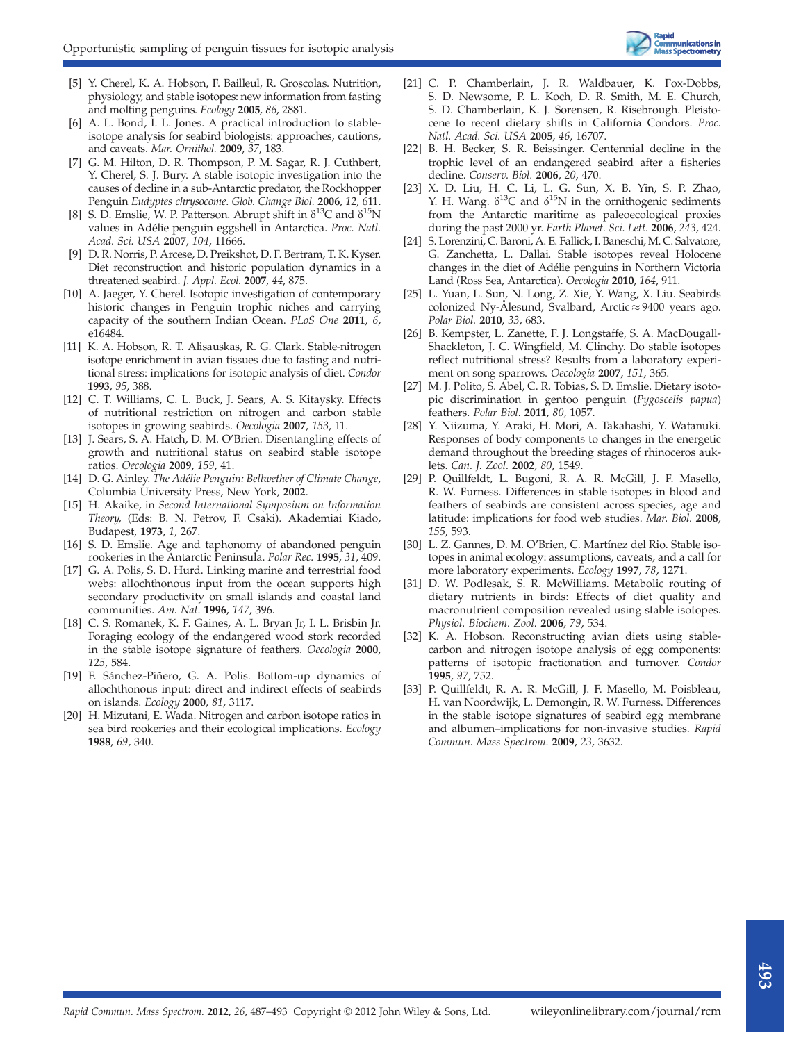[5] Y. Cherel, K. A. Hobson, F. Bailleul, R. Groscolas. Nutrition, physiology, and stable isotopes: new information from fasting and molting penguins. *Ecology* **2005**, *86*, 2881.

[6] A. L. Bond, I. L. Jones. A practical introduction to stable-isotope analysis for seabird biologists: approaches, cautions, and caveats. *Mar. Ornithol.* **2009**, *37*, 183.

[7] G. M. Hilton, D. R. Thompson, P. M. Sagar, R. J. Cuthbert, Y. Cherel, S. J. Bury. A stable isotopic investigation into the causes of decline in a sub-Antarctic predator, the Rockhopper Penguin *Eudyptes chrysocome*. *Glob. Change Biol.* **2006**, *12*, 611.

[8] S. D. Emslie, W. P. Patterson. Abrupt shift in $\delta^{13}$C and $\delta^{15}$N values in Adélie penguin eggshell in Antarctica. *Proc. Natl. Acad. Sci. USA* **2007**, *104*, 11666.

[9] D. R. Norris, P. Arcese, D. Preikshot, D. F. Bertram, T. K. Kyser. Diet reconstruction and historic population dynamics in a threatened seabird. *J. Appl. Ecol.* **2007**, *44*, 875.

[10] A. Jaeger, Y. Cherel. Isotopic investigation of contemporary historic changes in Penguin trophic niches and carrying capacity of the southern Indian Ocean. *PLoS One* **2011**, *6*, e16484.

[11] K. A. Hobson, R. T. Alisauskas, R. G. Clark. Stable-nitrogen isotope enrichment in avian tissues due to fasting and nutritional stress: implications for isotopic analysis of diet. *Condor* **1993**, *95*, 388.

[12] C. T. Williams, C. L. Buck, J. Sears, A. S. Kitaysky. Effects of nutritional restriction on nitrogen and carbon stable isotopes in growing seabirds. *Oecologia* **2007**, *153*, 11.

[13] J. Sears, S. A. Hatch, D. M. O'Brien. Disentangling effects of growth and nutritional status on seabird stable isotope ratios. *Oecologia* **2009**, *159*, 41.

[14] D. G. Ainley. *The Adélie Penguin: Bellwether of Climate Change*, Columbia University Press, New York, **2002**.

[15] H. Akaike, in *Second International Symposium on Information Theory*, (Eds: B. N. Petrov, F. Csaki). Akademiai Kiado, Budapest, **1973**, *1*, 267.

[16] S. D. Emslie. Age and taphonomy of abandoned penguin rookeries in the Antarctic Peninsula. *Polar Rec.* **1995**, *31*, 409.

[17] G. A. Polis, S. D. Hurd. Linking marine and terrestrial food webs: allochthonous input from the ocean supports high secondary productivity on small islands and coastal land communities. *Am. Nat.* **1996**, *147*, 396.

[18] C. S. Romanek, K. F. Gaines, A. L. Bryan Jr, I. L. Brisbin Jr. Foraging ecology of the endangered wood stork recorded in the stable isotope signature of feathers. *Oecologia* **2000**, *125*, 584.

[19] F. Sánchez-Piñero, G. A. Polis. Bottom-up dynamics of allochthonous input: direct and indirect effects of seabirds on islands. *Ecology* **2000**, *81*, 3117.

[20] H. Mizutani, E. Wada. Nitrogen and carbon isotope ratios in sea bird rookeries and their ecological implications. *Ecology* **1988**, *69*, 340.

[21] C. P. Chamberlain, J. R. Waldbauer, K. Fox-Dobbs, S. D. Newsome, P. L. Koch, D. R. Smith, M. E. Church, S. D. Chamberlain, K. J. Sorensen, R. Risebrough. Pleistocene to recent dietary shifts in California Condors. *Proc. Natl. Acad. Sci. USA* **2005**, *46*, 16707.

[22] B. H. Becker, S. R. Beissinger. Centennial decline in the trophic level of an endangered seabird after a fisheries decline. *Conserv. Biol.* **2006**, *20*, 470.

[23] X. D. Liu, H. C. Li, L. G. Sun, X. B. Yin, S. P. Zhao, Y. H. Wang. $\delta^{13}$C and $\delta^{15}$N in the ornithogenic sediments from the Antarctic maritime as paleoecological proxies during the past 2000 yr. *Earth Planet. Sci. Lett.* **2006**, *243*, 424.

[24] S. Lorenzini, C. Baroni, A. E. Fallick, I. Baneschi, M. C. Salvatore, G. Zanchetta, L. Dallai. Stable isotopes reveal Holocene changes in the diet of Adélie penguins in Northern Victoria Land (Ross Sea, Antarctica). *Oecologia* **2010**, *164*, 911.

[25] L. Yuan, L. Sun, N. Long, Z. Xie, Y. Wang, X. Liu. Seabirds colonized Ny-Ålesund, Svalbard, Arctic ≈ 9400 years ago. *Polar Biol.* **2010**, *33*, 683.

[26] B. Kempster, L. Zanette, F. J. Longstaffe, S. A. MacDougall-Shackleton, J. C. Wingfield, M. Clinchy. Do stable isotopes reflect nutritional stress? Results from a laboratory experiment on song sparrows. *Oecologia* **2007**, *151*, 365.

[27] M. J. Polito, S. Abel, C. R. Tobias, S. D. Emslie. Dietary isotopic discrimination in gentoo penguin (*Pygoscelis papua*) feathers. *Polar Biol.* **2011**, *80*, 1057.

[28] Y. Niizuma, Y. Araki, H. Mori, A. Takahashi, Y. Watanuki. Responses of body components to changes in the energetic demand throughout the breeding stages of rhinoceros auklets. *Can. J. Zool.* **2002**, *80*, 1549.

[29] P. Quillfeldt, L. Bugoni, R. A. R. McGill, J. F. Masello, R. W. Furness. Differences in stable isotopes in blood and feathers of seabirds are consistent across species, age and latitude: implications for food web studies. *Mar. Biol.* **2008**, *155*, 593.

[30] L. Z. Gannes, D. M. O'Brien, C. Martínez del Rio. Stable isotopes in animal ecology: assumptions, caveats, and a call for more laboratory experiments. *Ecology* **1997**, *78*, 1271.

[31] D. W. Podlesak, S. R. McWilliams. Metabolic routing of dietary nutrients in birds: Effects of diet quality and macronutrient composition revealed using stable isotopes. *Physiol. Biochem. Zool.* **2006**, *79*, 534.

[32] K. A. Hobson. Reconstructing avian diets using stable-carbon and nitrogen isotope analysis of egg components: patterns of isotopic fractionation and turnover. *Condor* **1995**, *97*, 752.

[33] P. Quillfeldt, R. A. R. McGill, J. F. Masello, M. Poisbleau, H. van Noordwijk, L. Demongin, R. W. Furness. Differences in the stable isotope signatures of seabird egg membrane and albumen–implications for non-invasive studies. *Rapid Commun. Mass Spectrom.* **2009**, *23*, 3632.